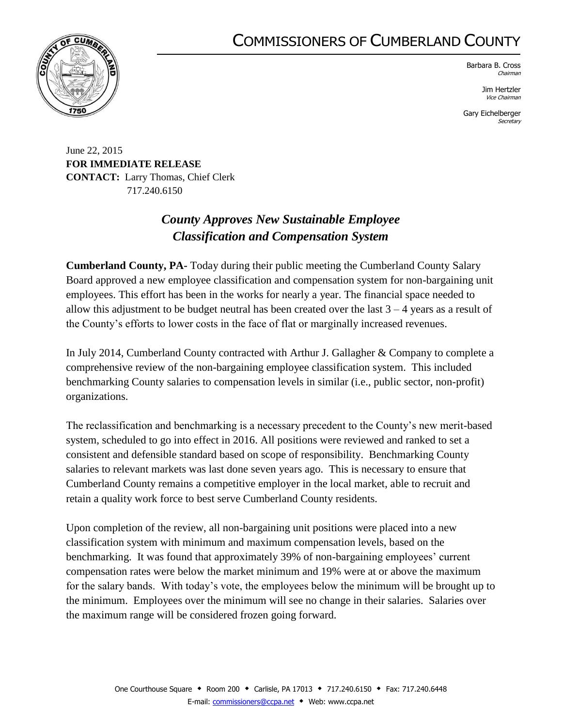# COMMISSIONERS OF CUMBERLAND COUNTY

Barbara B. Cross
*Chairman*

Jim Hertzler
*Vice Chairman*

Gary Eichelberger
*Secretary*

June 22, 2015
**FOR IMMEDIATE RELEASE**
**CONTACT:** Larry Thomas, Chief Clerk
717.240.6150

## *County Approves New Sustainable Employee Classification and Compensation System*

**Cumberland County, PA-** Today during their public meeting the Cumberland County Salary Board approved a new employee classification and compensation system for non-bargaining unit employees. This effort has been in the works for nearly a year. The financial space needed to allow this adjustment to be budget neutral has been created over the last 3 – 4 years as a result of the County's efforts to lower costs in the face of flat or marginally increased revenues.

In July 2014, Cumberland County contracted with Arthur J. Gallagher & Company to complete a comprehensive review of the non-bargaining employee classification system. This included benchmarking County salaries to compensation levels in similar (i.e., public sector, non-profit) organizations.

The reclassification and benchmarking is a necessary precedent to the County's new merit-based system, scheduled to go into effect in 2016. All positions were reviewed and ranked to set a consistent and defensible standard based on scope of responsibility. Benchmarking County salaries to relevant markets was last done seven years ago. This is necessary to ensure that Cumberland County remains a competitive employer in the local market, able to recruit and retain a quality work force to best serve Cumberland County residents.

Upon completion of the review, all non-bargaining unit positions were placed into a new classification system with minimum and maximum compensation levels, based on the benchmarking. It was found that approximately 39% of non-bargaining employees' current compensation rates were below the market minimum and 19% were at or above the maximum for the salary bands. With today's vote, the employees below the minimum will be brought up to the minimum. Employees over the minimum will see no change in their salaries. Salaries over the maximum range will be considered frozen going forward.

One Courthouse Square ◆ Room 200 ◆ Carlisle, PA 17013 ◆ 717.240.6150 ◆ Fax: 717.240.6448
E-mail: commissioners@ccpa.net ◆ Web: www.ccpa.net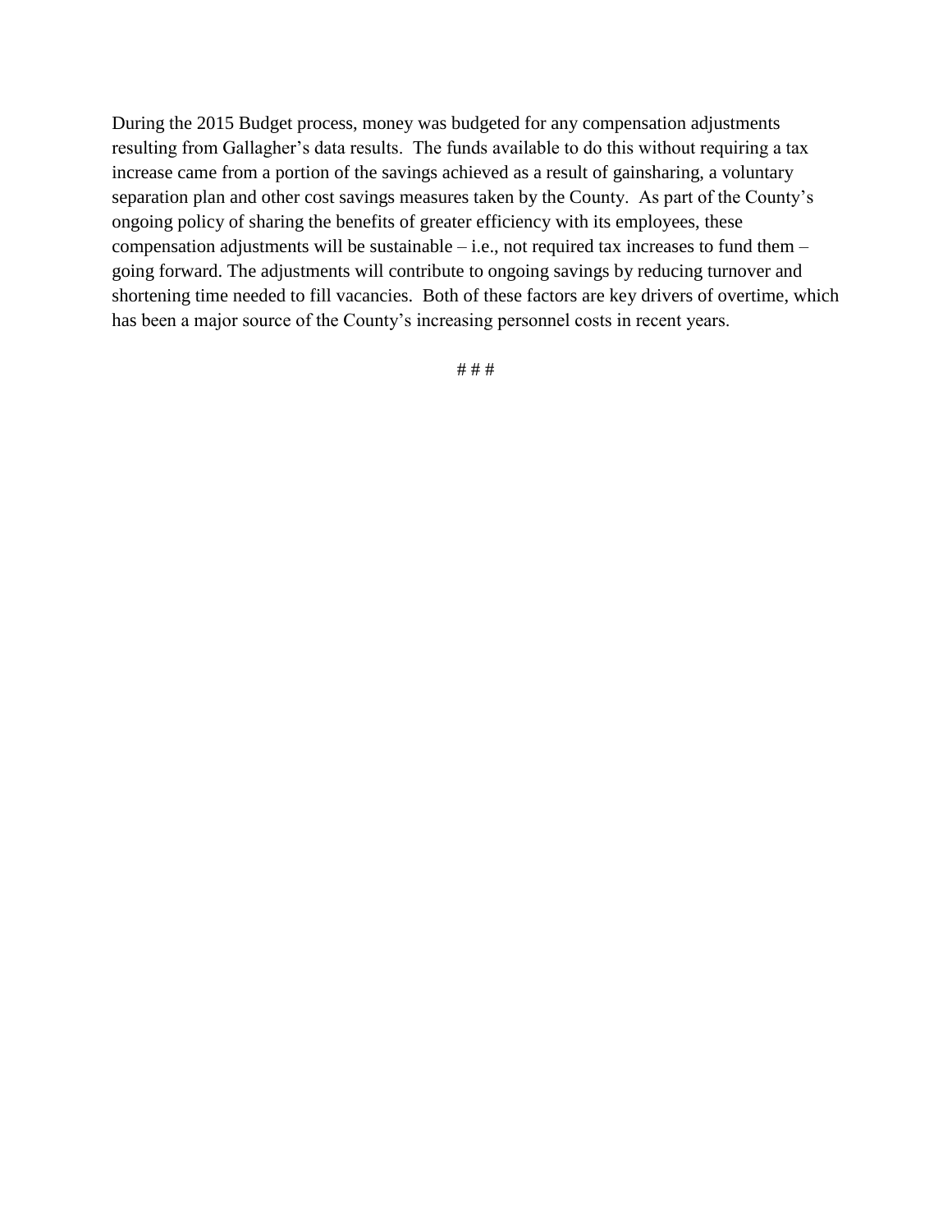During the 2015 Budget process, money was budgeted for any compensation adjustments resulting from Gallagher's data results. The funds available to do this without requiring a tax increase came from a portion of the savings achieved as a result of gainsharing, a voluntary separation plan and other cost savings measures taken by the County. As part of the County's ongoing policy of sharing the benefits of greater efficiency with its employees, these compensation adjustments will be sustainable – i.e., not required tax increases to fund them – going forward. The adjustments will contribute to ongoing savings by reducing turnover and shortening time needed to fill vacancies. Both of these factors are key drivers of overtime, which has been a major source of the County's increasing personnel costs in recent years.

# # #